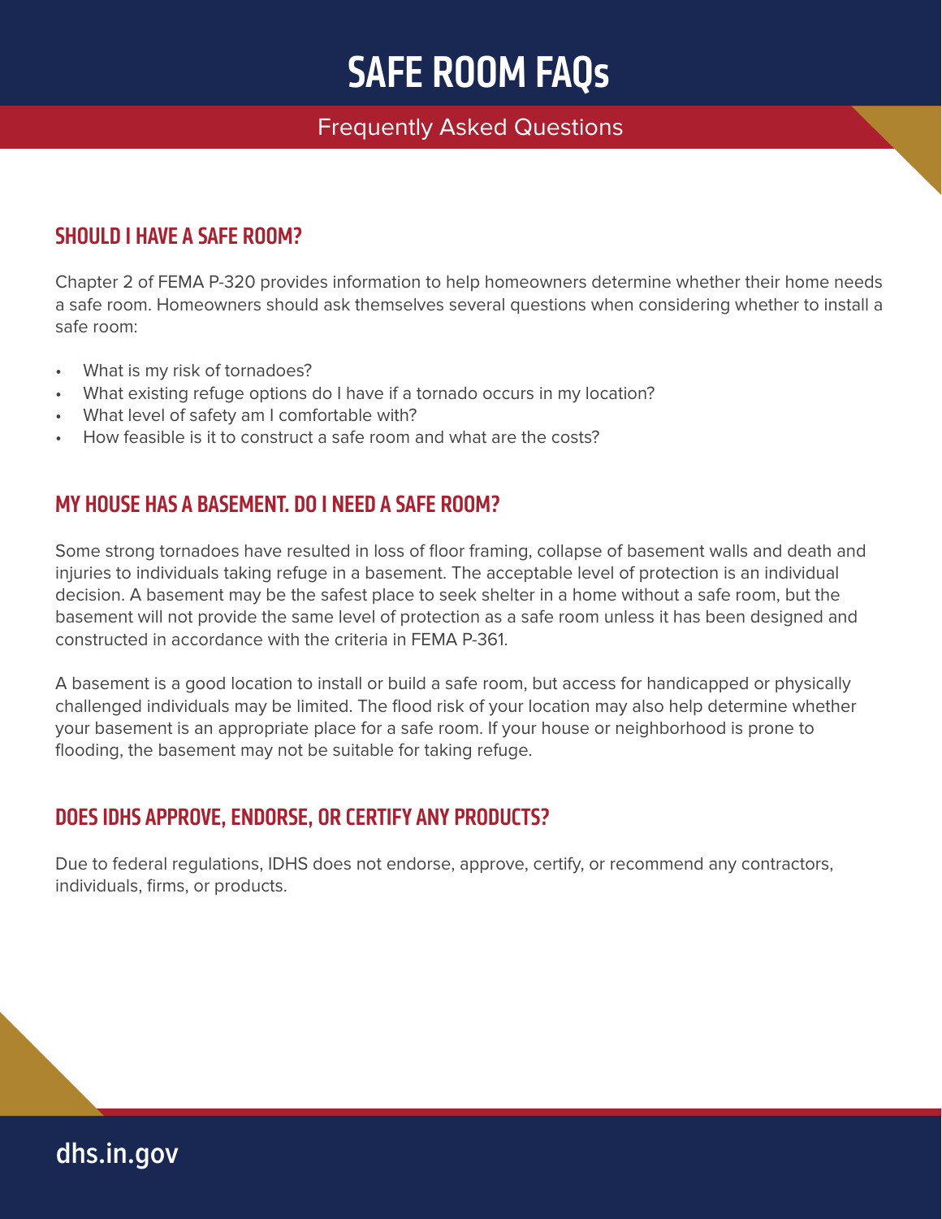# SAFE ROOM FAQs

Frequently Asked Questions

## SHOULD I HAVE A SAFE ROOM?

Chapter 2 of FEMA P-320 provides information to help homeowners determine whether their home needs a safe room. Homeowners should ask themselves several questions when considering whether to install a safe room:

- What is my risk of tornadoes?
- What existing refuge options do I have if a tornado occurs in my location?
- What level of safety am I comfortable with?
- How feasible is it to construct a safe room and what are the costs?

## MY HOUSE HAS A BASEMENT. DO I NEED A SAFE ROOM?

Some strong tornadoes have resulted in loss of floor framing, collapse of basement walls and death and injuries to individuals taking refuge in a basement. The acceptable level of protection is an individual decision. A basement may be the safest place to seek shelter in a home without a safe room, but the basement will not provide the same level of protection as a safe room unless it has been designed and constructed in accordance with the criteria in FEMA P-361.

A basement is a good location to install or build a safe room, but access for handicapped or physically challenged individuals may be limited. The flood risk of your location may also help determine whether your basement is an appropriate place for a safe room. If your house or neighborhood is prone to flooding, the basement may not be suitable for taking refuge.

## DOES IDHS APPROVE, ENDORSE, OR CERTIFY ANY PRODUCTS?

Due to federal regulations, IDHS does not endorse, approve, certify, or recommend any contractors, individuals, firms, or products.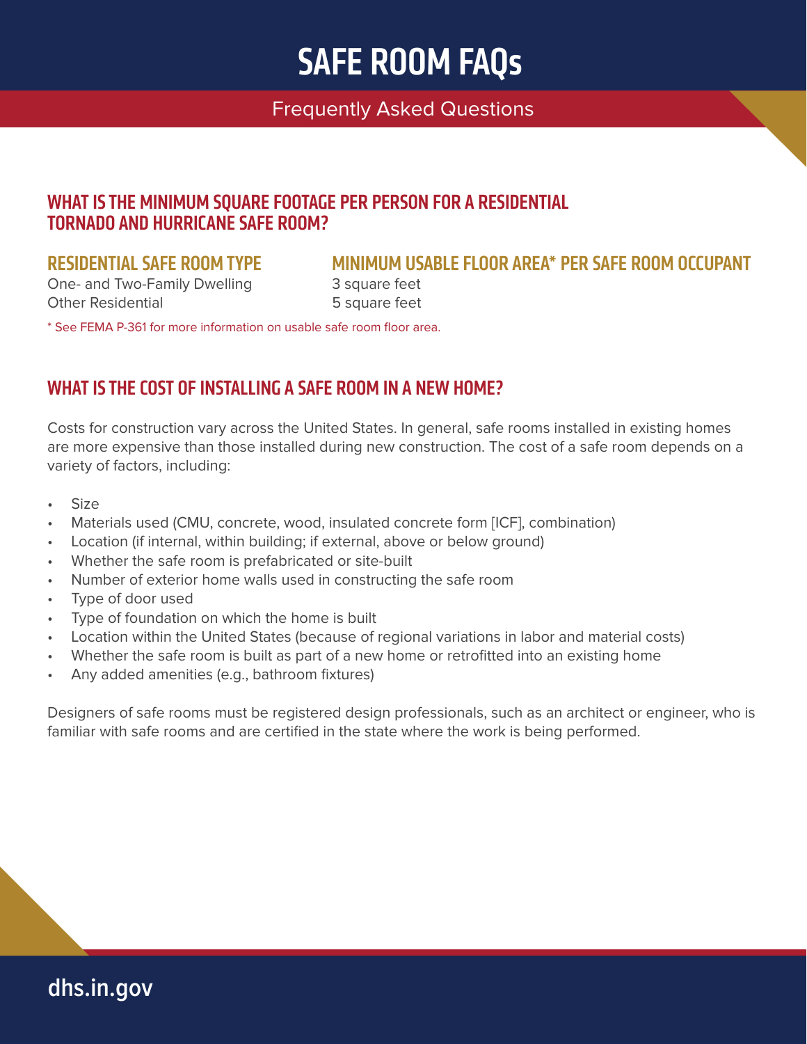# SAFE ROOM FAQs

Frequently Asked Questions

## WHAT IS THE MINIMUM SQUARE FOOTAGE PER PERSON FOR A RESIDENTIAL TORNADO AND HURRICANE SAFE ROOM?

| RESIDENTIAL SAFE ROOM TYPE | MINIMUM USABLE FLOOR AREA* PER SAFE ROOM OCCUPANT |
| --- | --- |
| One- and Two-Family Dwelling | 3 square feet |
| Other Residential | 5 square feet |

* See FEMA P-361 for more information on usable safe room floor area.

## WHAT IS THE COST OF INSTALLING A SAFE ROOM IN A NEW HOME?

Costs for construction vary across the United States. In general, safe rooms installed in existing homes are more expensive than those installed during new construction. The cost of a safe room depends on a variety of factors, including:

- Size
- Materials used (CMU, concrete, wood, insulated concrete form [ICF], combination)
- Location (if internal, within building; if external, above or below ground)
- Whether the safe room is prefabricated or site-built
- Number of exterior home walls used in constructing the safe room
- Type of door used
- Type of foundation on which the home is built
- Location within the United States (because of regional variations in labor and material costs)
- Whether the safe room is built as part of a new home or retrofitted into an existing home
- Any added amenities (e.g., bathroom fixtures)

Designers of safe rooms must be registered design professionals, such as an architect or engineer, who is familiar with safe rooms and are certified in the state where the work is being performed.

dhs.in.gov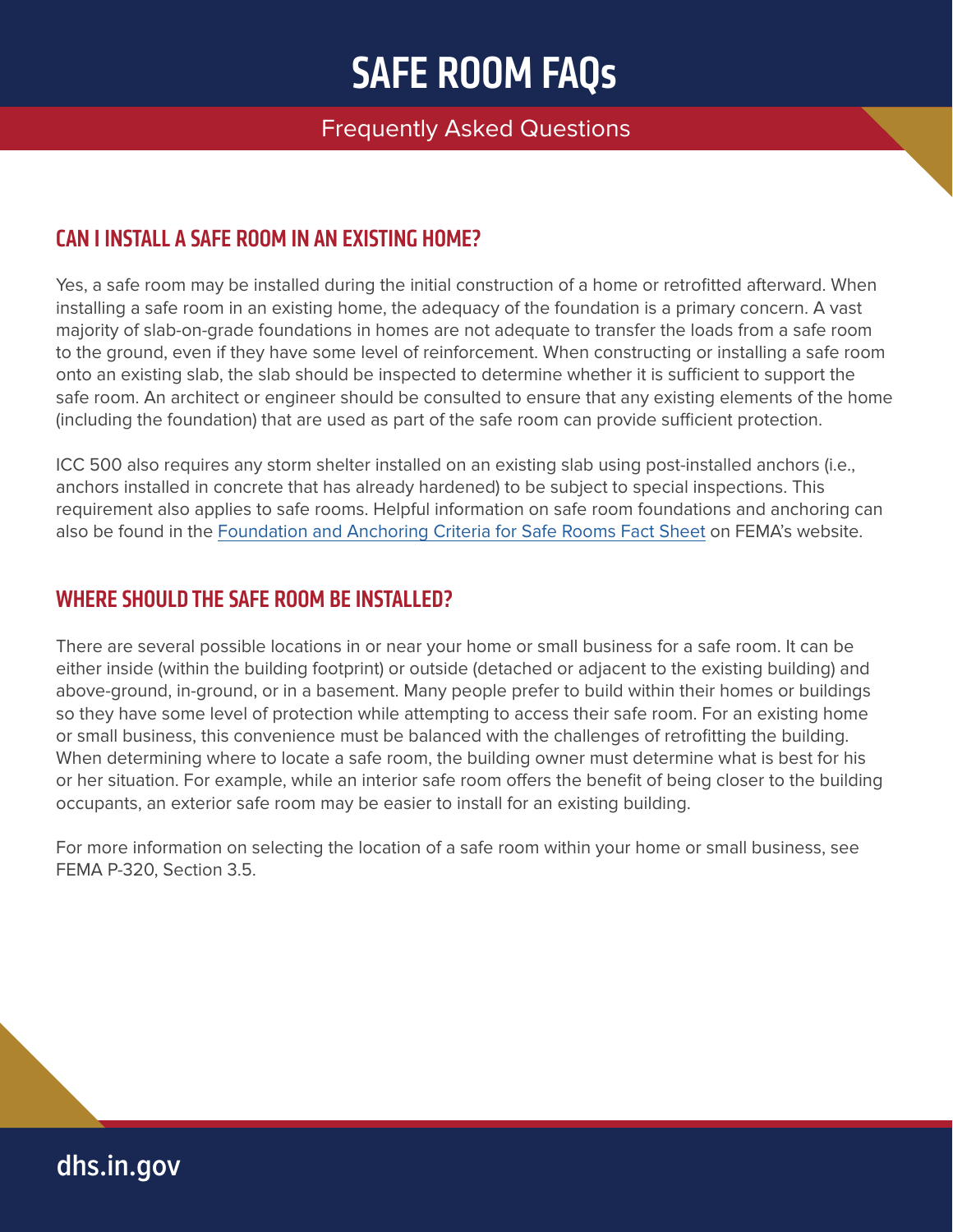# SAFE ROOM FAQs

Frequently Asked Questions

## CAN I INSTALL A SAFE ROOM IN AN EXISTING HOME?

Yes, a safe room may be installed during the initial construction of a home or retrofitted afterward. When installing a safe room in an existing home, the adequacy of the foundation is a primary concern. A vast majority of slab-on-grade foundations in homes are not adequate to transfer the loads from a safe room to the ground, even if they have some level of reinforcement. When constructing or installing a safe room onto an existing slab, the slab should be inspected to determine whether it is sufficient to support the safe room. An architect or engineer should be consulted to ensure that any existing elements of the home (including the foundation) that are used as part of the safe room can provide sufficient protection.

ICC 500 also requires any storm shelter installed on an existing slab using post-installed anchors (i.e., anchors installed in concrete that has already hardened) to be subject to special inspections. This requirement also applies to safe rooms. Helpful information on safe room foundations and anchoring can also be found in the Foundation and Anchoring Criteria for Safe Rooms Fact Sheet on FEMA's website.

## WHERE SHOULD THE SAFE ROOM BE INSTALLED?

There are several possible locations in or near your home or small business for a safe room. It can be either inside (within the building footprint) or outside (detached or adjacent to the existing building) and above-ground, in-ground, or in a basement. Many people prefer to build within their homes or buildings so they have some level of protection while attempting to access their safe room. For an existing home or small business, this convenience must be balanced with the challenges of retrofitting the building. When determining where to locate a safe room, the building owner must determine what is best for his or her situation. For example, while an interior safe room offers the benefit of being closer to the building occupants, an exterior safe room may be easier to install for an existing building.

For more information on selecting the location of a safe room within your home or small business, see FEMA P-320, Section 3.5.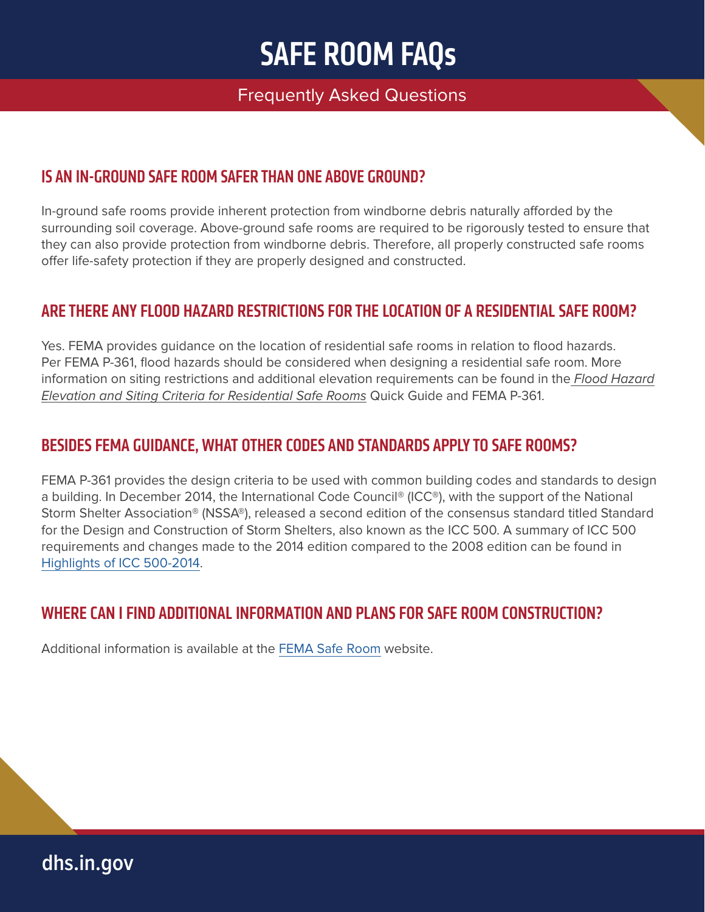# SAFE ROOM FAQs

Frequently Asked Questions

## IS AN IN-GROUND SAFE ROOM SAFER THAN ONE ABOVE GROUND?

In-ground safe rooms provide inherent protection from windborne debris naturally afforded by the surrounding soil coverage. Above-ground safe rooms are required to be rigorously tested to ensure that they can also provide protection from windborne debris. Therefore, all properly constructed safe rooms offer life-safety protection if they are properly designed and constructed.

## ARE THERE ANY FLOOD HAZARD RESTRICTIONS FOR THE LOCATION OF A RESIDENTIAL SAFE ROOM?

Yes. FEMA provides guidance on the location of residential safe rooms in relation to flood hazards. Per FEMA P-361, flood hazards should be considered when designing a residential safe room. More information on siting restrictions and additional elevation requirements can be found in the *Flood Hazard Elevation and Siting Criteria for Residential Safe Rooms* Quick Guide and FEMA P-361.

## BESIDES FEMA GUIDANCE, WHAT OTHER CODES AND STANDARDS APPLY TO SAFE ROOMS?

FEMA P-361 provides the design criteria to be used with common building codes and standards to design a building. In December 2014, the International Code Council® (ICC®), with the support of the National Storm Shelter Association® (NSSA®), released a second edition of the consensus standard titled Standard for the Design and Construction of Storm Shelters, also known as the ICC 500. A summary of ICC 500 requirements and changes made to the 2014 edition compared to the 2008 edition can be found in Highlights of ICC 500-2014.

## WHERE CAN I FIND ADDITIONAL INFORMATION AND PLANS FOR SAFE ROOM CONSTRUCTION?

Additional information is available at the FEMA Safe Room website.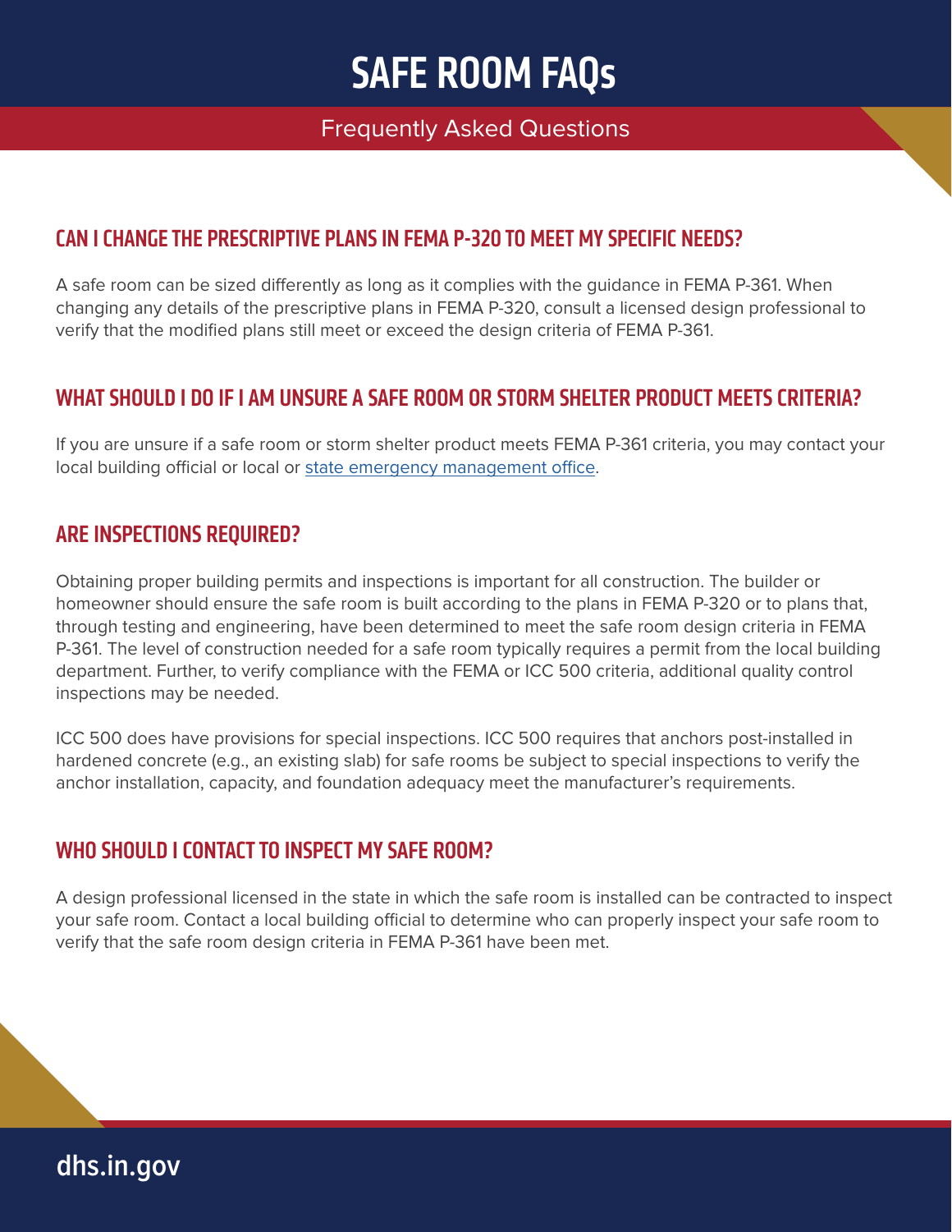# SAFE ROOM FAQs

Frequently Asked Questions

## CAN I CHANGE THE PRESCRIPTIVE PLANS IN FEMA P-320 TO MEET MY SPECIFIC NEEDS?

A safe room can be sized differently as long as it complies with the guidance in FEMA P-361. When changing any details of the prescriptive plans in FEMA P-320, consult a licensed design professional to verify that the modified plans still meet or exceed the design criteria of FEMA P-361.

## WHAT SHOULD I DO IF I AM UNSURE A SAFE ROOM OR STORM SHELTER PRODUCT MEETS CRITERIA?

If you are unsure if a safe room or storm shelter product meets FEMA P-361 criteria, you may contact your local building official or local or state emergency management office.

## ARE INSPECTIONS REQUIRED?

Obtaining proper building permits and inspections is important for all construction. The builder or homeowner should ensure the safe room is built according to the plans in FEMA P-320 or to plans that, through testing and engineering, have been determined to meet the safe room design criteria in FEMA P-361. The level of construction needed for a safe room typically requires a permit from the local building department. Further, to verify compliance with the FEMA or ICC 500 criteria, additional quality control inspections may be needed.

ICC 500 does have provisions for special inspections. ICC 500 requires that anchors post-installed in hardened concrete (e.g., an existing slab) for safe rooms be subject to special inspections to verify the anchor installation, capacity, and foundation adequacy meet the manufacturer's requirements.

## WHO SHOULD I CONTACT TO INSPECT MY SAFE ROOM?

A design professional licensed in the state in which the safe room is installed can be contracted to inspect your safe room. Contact a local building official to determine who can properly inspect your safe room to verify that the safe room design criteria in FEMA P-361 have been met.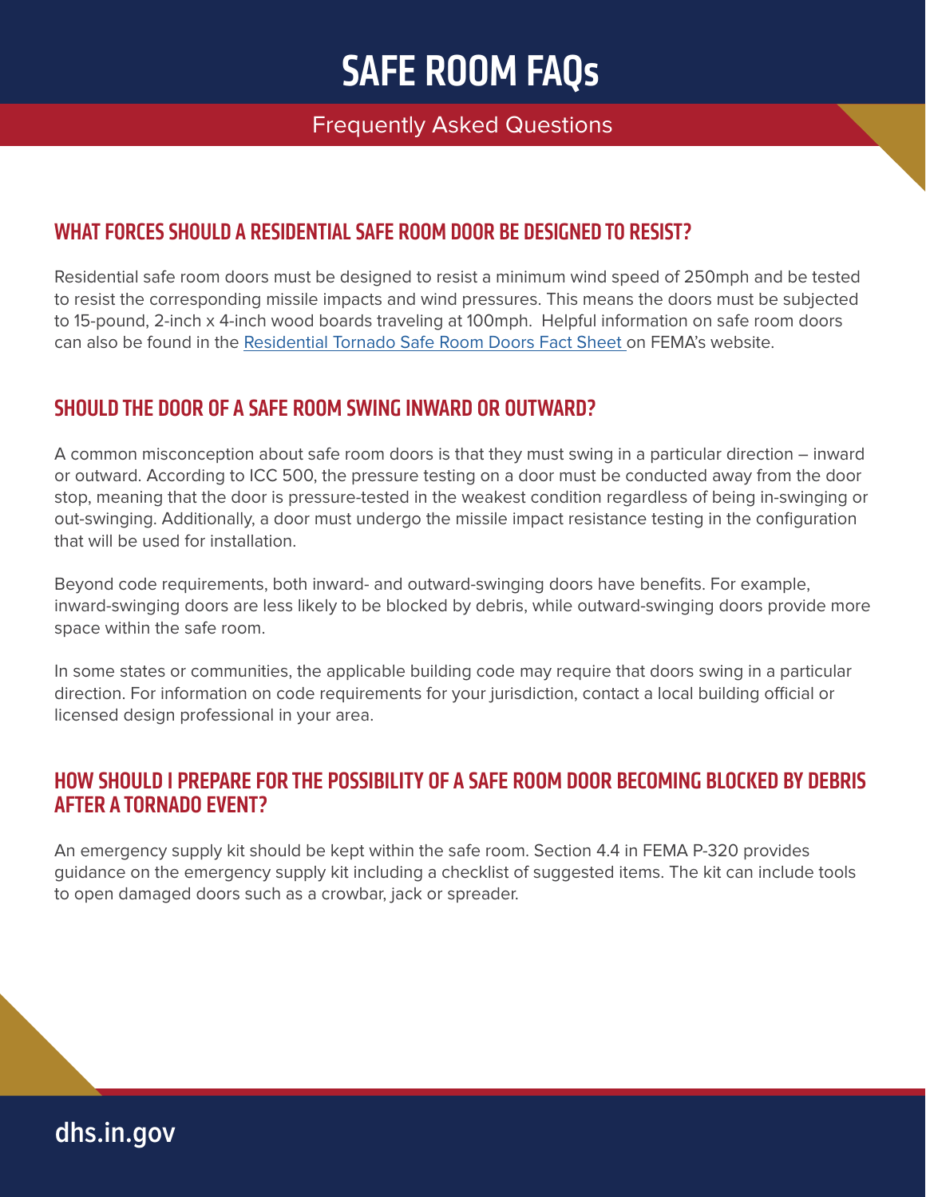# SAFE ROOM FAQs

Frequently Asked Questions

## WHAT FORCES SHOULD A RESIDENTIAL SAFE ROOM DOOR BE DESIGNED TO RESIST?

Residential safe room doors must be designed to resist a minimum wind speed of 250mph and be tested to resist the corresponding missile impacts and wind pressures. This means the doors must be subjected to 15-pound, 2-inch x 4-inch wood boards traveling at 100mph. Helpful information on safe room doors can also be found in the Residential Tornado Safe Room Doors Fact Sheet on FEMA's website.

## SHOULD THE DOOR OF A SAFE ROOM SWING INWARD OR OUTWARD?

A common misconception about safe room doors is that they must swing in a particular direction – inward or outward. According to ICC 500, the pressure testing on a door must be conducted away from the door stop, meaning that the door is pressure-tested in the weakest condition regardless of being in-swinging or out-swinging. Additionally, a door must undergo the missile impact resistance testing in the configuration that will be used for installation.

Beyond code requirements, both inward- and outward-swinging doors have benefits. For example, inward-swinging doors are less likely to be blocked by debris, while outward-swinging doors provide more space within the safe room.

In some states or communities, the applicable building code may require that doors swing in a particular direction. For information on code requirements for your jurisdiction, contact a local building official or licensed design professional in your area.

## HOW SHOULD I PREPARE FOR THE POSSIBILITY OF A SAFE ROOM DOOR BECOMING BLOCKED BY DEBRIS AFTER A TORNADO EVENT?

An emergency supply kit should be kept within the safe room. Section 4.4 in FEMA P-320 provides guidance on the emergency supply kit including a checklist of suggested items. The kit can include tools to open damaged doors such as a crowbar, jack or spreader.

dhs.in.gov